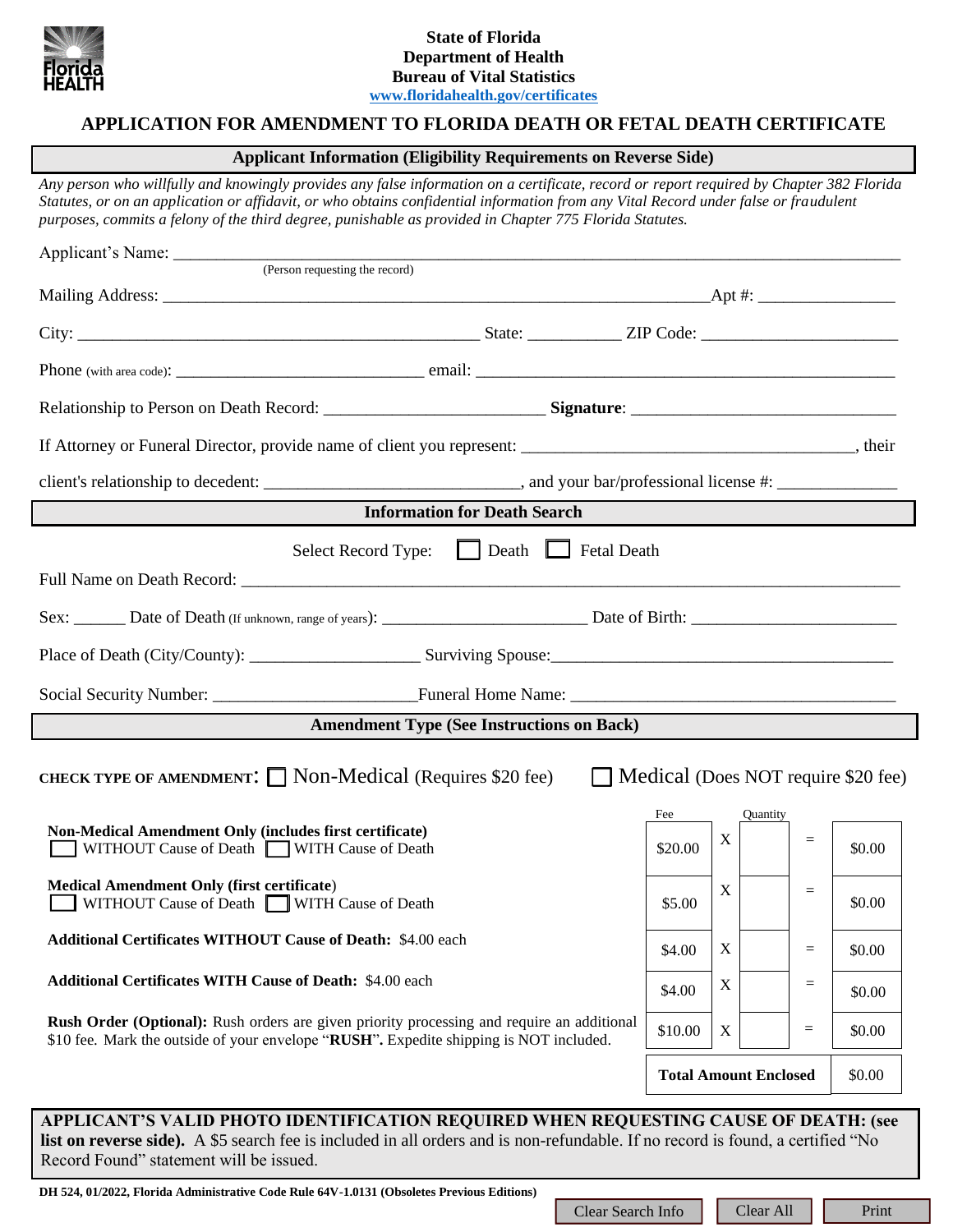**State of Florida**
**Department of Health**
**Bureau of Vital Statistics**
**www.floridahealth.gov/certificates**

# APPLICATION FOR AMENDMENT TO FLORIDA DEATH OR FETAL DEATH CERTIFICATE

## Applicant Information (Eligibility Requirements on Reverse Side)

*Any person who willfully and knowingly provides any false information on a certificate, record or report required by Chapter 382 Florida Statutes, or on an application or affidavit, or who obtains confidential information from any Vital Record under false or fraudulent purposes, commits a felony of the third degree, punishable as provided in Chapter 775 Florida Statutes.*

Applicant's Name: ______________________________________________
(Person requesting the record)

Mailing Address: ______________________________________________ Apt #: ______________

City: ______________________________ State: __________ ZIP Code: ____________________

Phone (with area code): ________________________ email: ______________________________

Relationship to Person on Death Record: ______________________ **Signature**: ______________________

If Attorney or Funeral Director, provide name of client you represent: ______________________________, their

client's relationship to decedent: ________________________, and your bar/professional license #: ____________

## Information for Death Search

Select Record Type: ☐ Death ☐ Fetal Death

Full Name on Death Record: ______________________________________________

Sex: ______ Date of Death (If unknown, range of years): ______________________ Date of Birth: ______________________

Place of Death (City/County): __________________ Surviving Spouse: ______________________________

Social Security Number: ______________________ Funeral Home Name: ______________________________

## Amendment Type (See Instructions on Back)

CHECK TYPE OF AMENDMENT: ☐ Non-Medical (Requires $20 fee) ☐ Medical (Does NOT require $20 fee)

| | Fee | | Quantity | | |
|---|---|---|---|---|---|
| **Non-Medical Amendment Only (includes first certificate)** ☐ WITHOUT Cause of Death ☐ WITH Cause of Death | $20.00 | X | | = | $0.00 |
| **Medical Amendment Only (first certificate)** ☐ WITHOUT Cause of Death ☐ WITH Cause of Death | $5.00 | X | | = | $0.00 |
| **Additional Certificates WITHOUT Cause of Death:** $4.00 each | $4.00 | X | | = | $0.00 |
| **Additional Certificates WITH Cause of Death:** $4.00 each | $4.00 | X | | = | $0.00 |
| **Rush Order (Optional):** Rush orders are given priority processing and require an additional $10 fee. Mark the outside of your envelope "**RUSH**". Expedite shipping is NOT included. | $10.00 | X | | = | $0.00 |
| | **Total Amount Enclosed** | | | | $0.00 |

**APPLICANT'S VALID PHOTO IDENTIFICATION REQUIRED WHEN REQUESTING CAUSE OF DEATH: (see list on reverse side).** A $5 search fee is included in all orders and is non-refundable. If no record is found, a certified "No Record Found" statement will be issued.

**DH 524, 01/2022, Florida Administrative Code Rule 64V-1.0131 (Obsoletes Previous Editions)**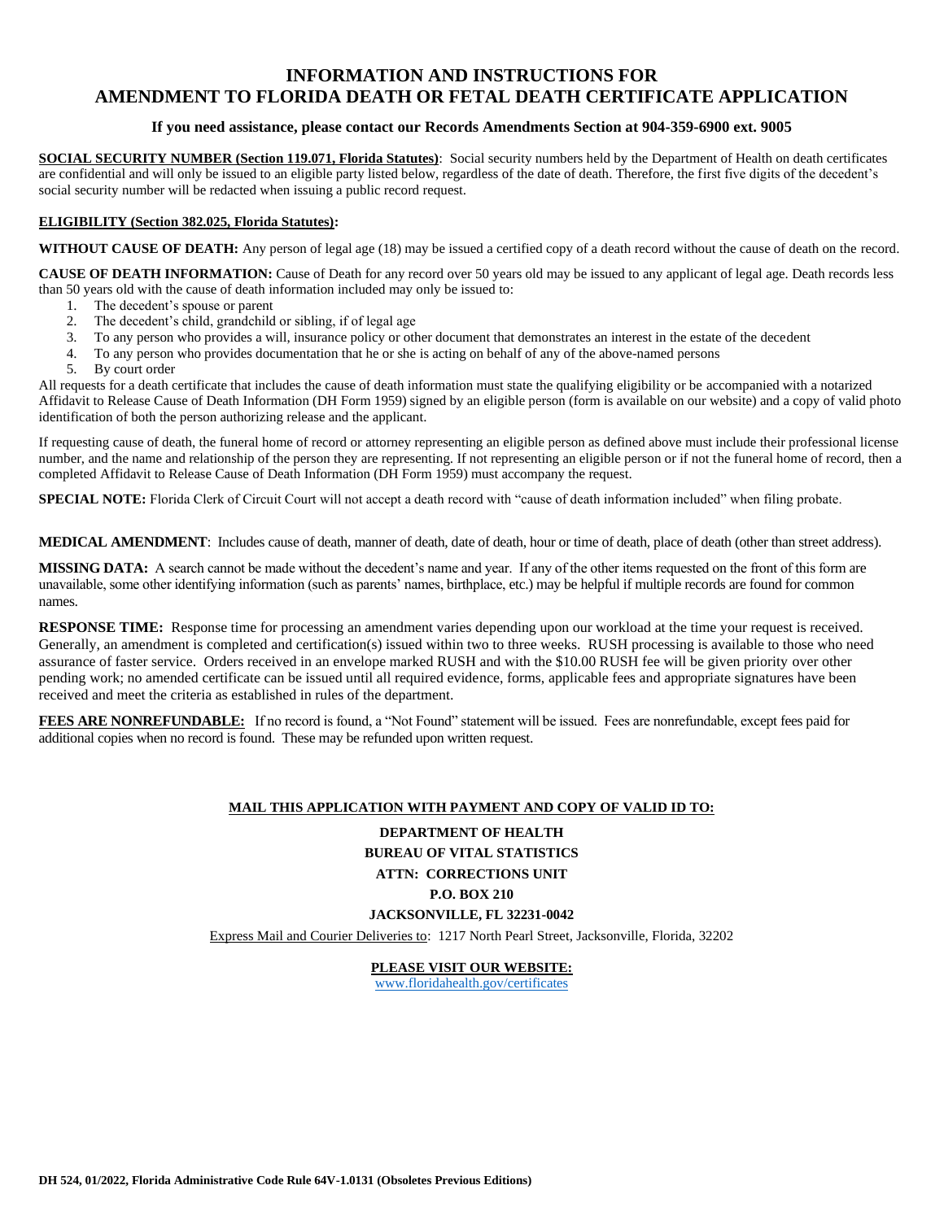# INFORMATION AND INSTRUCTIONS FOR AMENDMENT TO FLORIDA DEATH OR FETAL DEATH CERTIFICATE APPLICATION

**If you need assistance, please contact our Records Amendments Section at 904-359-6900 ext. 9005**

**SOCIAL SECURITY NUMBER (Section 119.071, Florida Statutes)**: Social security numbers held by the Department of Health on death certificates are confidential and will only be issued to an eligible party listed below, regardless of the date of death. Therefore, the first five digits of the decedent's social security number will be redacted when issuing a public record request.

**ELIGIBILITY (Section 382.025, Florida Statutes):**

**WITHOUT CAUSE OF DEATH:** Any person of legal age (18) may be issued a certified copy of a death record without the cause of death on the record.

**CAUSE OF DEATH INFORMATION:** Cause of Death for any record over 50 years old may be issued to any applicant of legal age. Death records less than 50 years old with the cause of death information included may only be issued to:

1. The decedent's spouse or parent
2. The decedent's child, grandchild or sibling, if of legal age
3. To any person who provides a will, insurance policy or other document that demonstrates an interest in the estate of the decedent
4. To any person who provides documentation that he or she is acting on behalf of any of the above-named persons
5. By court order

All requests for a death certificate that includes the cause of death information must state the qualifying eligibility or be accompanied with a notarized Affidavit to Release Cause of Death Information (DH Form 1959) signed by an eligible person (form is available on our website) and a copy of valid photo identification of both the person authorizing release and the applicant.

If requesting cause of death, the funeral home of record or attorney representing an eligible person as defined above must include their professional license number, and the name and relationship of the person they are representing. If not representing an eligible person or if not the funeral home of record, then a completed Affidavit to Release Cause of Death Information (DH Form 1959) must accompany the request.

**SPECIAL NOTE:** Florida Clerk of Circuit Court will not accept a death record with "cause of death information included" when filing probate.

**MEDICAL AMENDMENT**: Includes cause of death, manner of death, date of death, hour or time of death, place of death (other than street address).

**MISSING DATA:** A search cannot be made without the decedent's name and year. If any of the other items requested on the front of this form are unavailable, some other identifying information (such as parents' names, birthplace, etc.) may be helpful if multiple records are found for common names.

**RESPONSE TIME:** Response time for processing an amendment varies depending upon our workload at the time your request is received. Generally, an amendment is completed and certification(s) issued within two to three weeks. RUSH processing is available to those who need assurance of faster service. Orders received in an envelope marked RUSH and with the $10.00 RUSH fee will be given priority over other pending work; no amended certificate can be issued until all required evidence, forms, applicable fees and appropriate signatures have been received and meet the criteria as established in rules of the department.

**FEES ARE NONREFUNDABLE:** If no record is found, a "Not Found" statement will be issued. Fees are nonrefundable, except fees paid for additional copies when no record is found. These may be refunded upon written request.

**MAIL THIS APPLICATION WITH PAYMENT AND COPY OF VALID ID TO:**

**DEPARTMENT OF HEALTH**
**BUREAU OF VITAL STATISTICS**
**ATTN: CORRECTIONS UNIT**
**P.O. BOX 210**
**JACKSONVILLE, FL 32231-0042**

Express Mail and Courier Deliveries to: 1217 North Pearl Street, Jacksonville, Florida, 32202

**PLEASE VISIT OUR WEBSITE:**
www.floridahealth.gov/certificates

**DH 524, 01/2022, Florida Administrative Code Rule 64V-1.0131 (Obsoletes Previous Editions)**